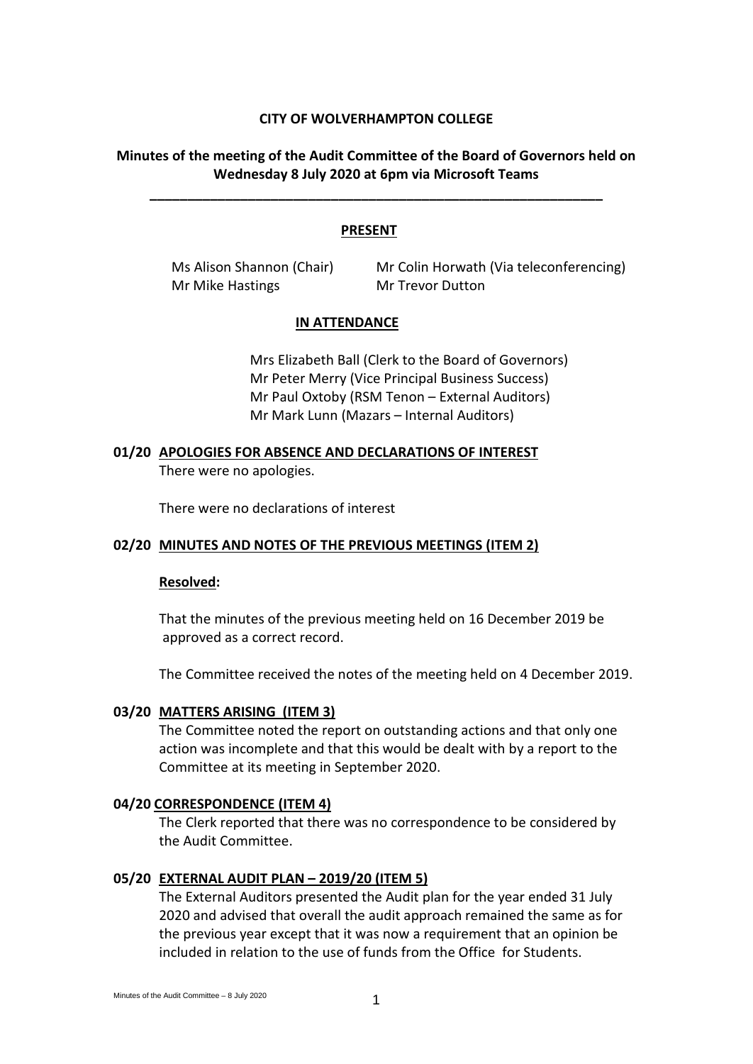**CITY OF WOLVERHAMPTON COLLEGE**

**Minutes of the meeting of the Audit Committee of the Board of Governors held on Wednesday 8 July 2020 at 6pm via Microsoft Teams**

---

**PRESENT**

Ms Alison Shannon (Chair)
Mr Colin Horwath (Via teleconferencing)
Mr Mike Hastings
Mr Trevor Dutton

**IN ATTENDANCE**

Mrs Elizabeth Ball (Clerk to the Board of Governors)
Mr Peter Merry (Vice Principal Business Success)
Mr Paul Oxtoby (RSM Tenon – External Auditors)
Mr Mark Lunn (Mazars – Internal Auditors)

**01/20 APOLOGIES FOR ABSENCE AND DECLARATIONS OF INTEREST**

There were no apologies.

There were no declarations of interest

**02/20 MINUTES AND NOTES OF THE PREVIOUS MEETINGS (ITEM 2)**

**Resolved:**

That the minutes of the previous meeting held on 16 December 2019 be approved as a correct record.

The Committee received the notes of the meeting held on 4 December 2019.

**03/20 MATTERS ARISING (ITEM 3)**

The Committee noted the report on outstanding actions and that only one action was incomplete and that this would be dealt with by a report to the Committee at its meeting in September 2020.

**04/20 CORRESPONDENCE (ITEM 4)**

The Clerk reported that there was no correspondence to be considered by the Audit Committee.

**05/20 EXTERNAL AUDIT PLAN – 2019/20 (ITEM 5)**

The External Auditors presented the Audit plan for the year ended 31 July 2020 and advised that overall the audit approach remained the same as for the previous year except that it was now a requirement that an opinion be included in relation to the use of funds from the Office for Students.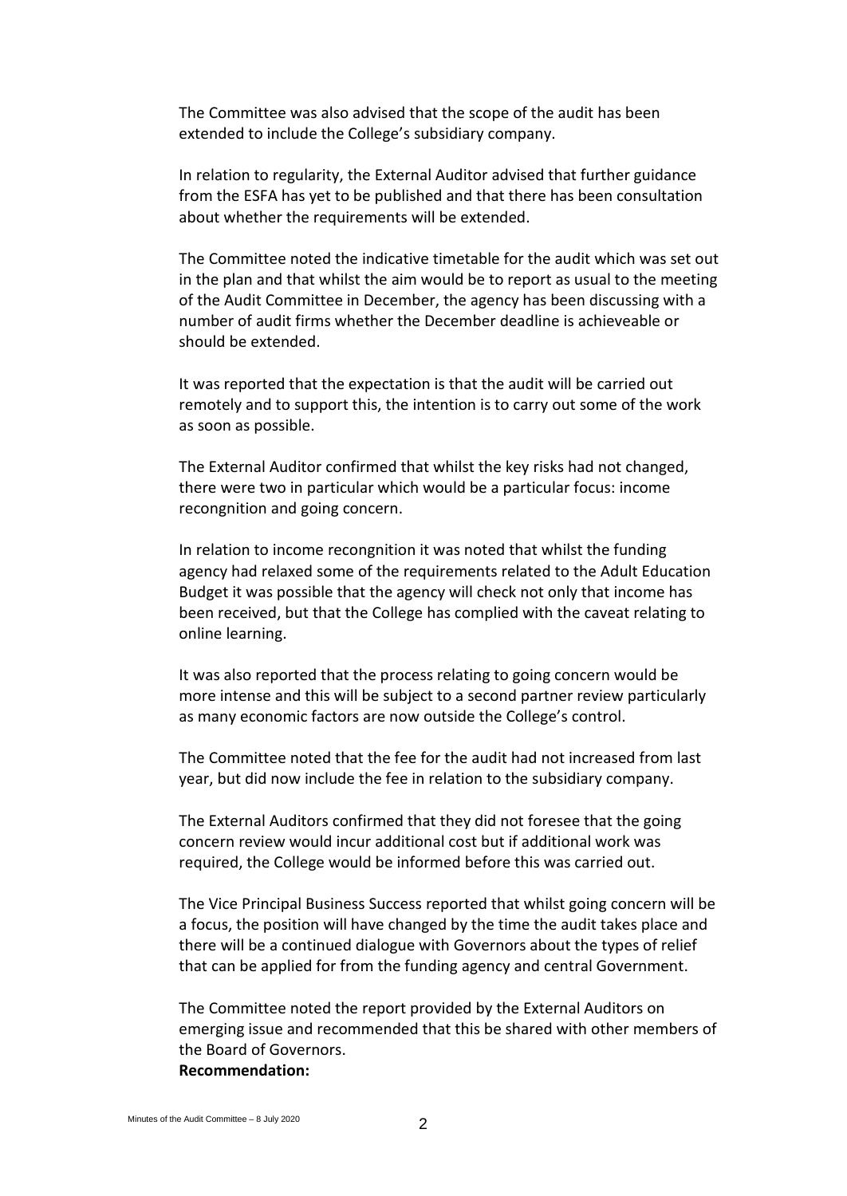The Committee was also advised that the scope of the audit has been extended to include the College's subsidiary company.

In relation to regularity, the External Auditor advised that further guidance from the ESFA has yet to be published and that there has been consultation about whether the requirements will be extended.

The Committee noted the indicative timetable for the audit which was set out in the plan and that whilst the aim would be to report as usual to the meeting of the Audit Committee in December, the agency has been discussing with a number of audit firms whether the December deadline is achieveable or should be extended.

It was reported that the expectation is that the audit will be carried out remotely and to support this, the intention is to carry out some of the work as soon as possible.

The External Auditor confirmed that whilst the key risks had not changed, there were two in particular which would be a particular focus: income recongnition and going concern.

In relation to income recongnition it was noted that whilst the funding agency had relaxed some of the requirements related to the Adult Education Budget it was possible that the agency will check not only that income has been received, but that the College has complied with the caveat relating to online learning.

It was also reported that the process relating to going concern would be more intense and this will be subject to a second partner review particularly as many economic factors are now outside the College's control.

The Committee noted that the fee for the audit had not increased from last year, but did now include the fee in relation to the subsidiary company.

The External Auditors confirmed that they did not foresee that the going concern review would incur additional cost but if additional work was required, the College would be informed before this was carried out.

The Vice Principal Business Success reported that whilst going concern will be a focus, the position will have changed by the time the audit takes place and there will be a continued dialogue with Governors about the types of relief that can be applied for from the funding agency and central Government.

The Committee noted the report provided by the External Auditors on emerging issue and recommended that this be shared with other members of the Board of Governors.

**Recommendation:**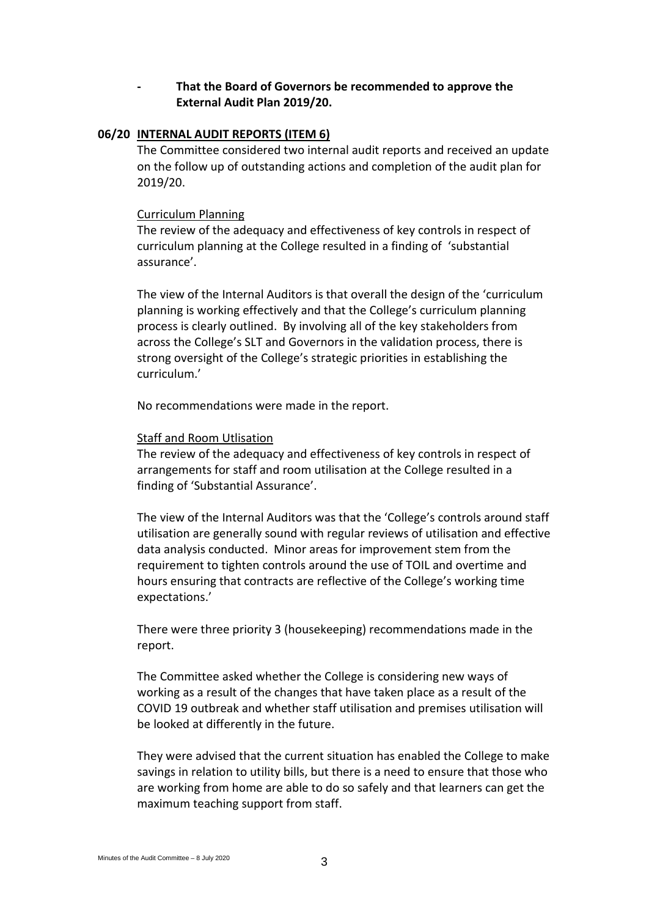- **That the Board of Governors be recommended to approve the External Audit Plan 2019/20.**

## 06/20 INTERNAL AUDIT REPORTS (ITEM 6)

The Committee considered two internal audit reports and received an update on the follow up of outstanding actions and completion of the audit plan for 2019/20.

Curriculum Planning

The review of the adequacy and effectiveness of key controls in respect of curriculum planning at the College resulted in a finding of 'substantial assurance'.

The view of the Internal Auditors is that overall the design of the 'curriculum planning is working effectively and that the College's curriculum planning process is clearly outlined. By involving all of the key stakeholders from across the College's SLT and Governors in the validation process, there is strong oversight of the College's strategic priorities in establishing the curriculum.'

No recommendations were made in the report.

Staff and Room Utlisation

The review of the adequacy and effectiveness of key controls in respect of arrangements for staff and room utilisation at the College resulted in a finding of 'Substantial Assurance'.

The view of the Internal Auditors was that the 'College's controls around staff utilisation are generally sound with regular reviews of utilisation and effective data analysis conducted. Minor areas for improvement stem from the requirement to tighten controls around the use of TOIL and overtime and hours ensuring that contracts are reflective of the College's working time expectations.'

There were three priority 3 (housekeeping) recommendations made in the report.

The Committee asked whether the College is considering new ways of working as a result of the changes that have taken place as a result of the COVID 19 outbreak and whether staff utilisation and premises utilisation will be looked at differently in the future.

They were advised that the current situation has enabled the College to make savings in relation to utility bills, but there is a need to ensure that those who are working from home are able to do so safely and that learners can get the maximum teaching support from staff.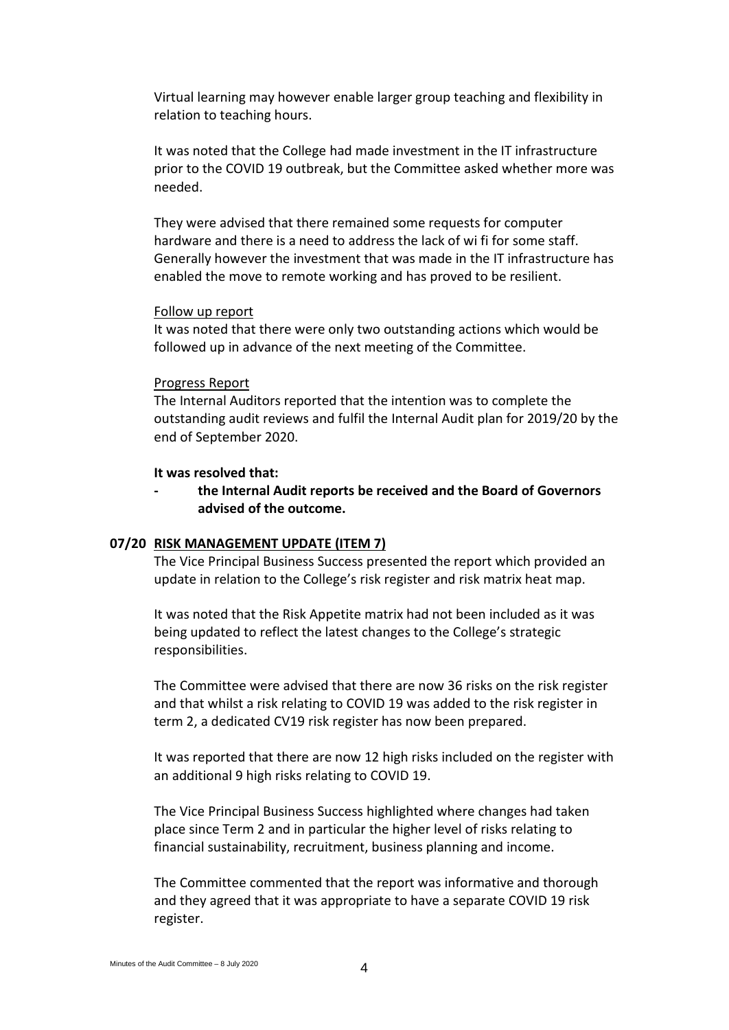Virtual learning may however enable larger group teaching and flexibility in relation to teaching hours.

It was noted that the College had made investment in the IT infrastructure prior to the COVID 19 outbreak, but the Committee asked whether more was needed.

They were advised that there remained some requests for computer hardware and there is a need to address the lack of wi fi for some staff. Generally however the investment that was made in the IT infrastructure has enabled the move to remote working and has proved to be resilient.

Follow up report

It was noted that there were only two outstanding actions which would be followed up in advance of the next meeting of the Committee.

Progress Report

The Internal Auditors reported that the intention was to complete the outstanding audit reviews and fulfil the Internal Audit plan for 2019/20 by the end of September 2020.

**It was resolved that:**

- **the Internal Audit reports be received and the Board of Governors advised of the outcome.**

## 07/20 RISK MANAGEMENT UPDATE (ITEM 7)

The Vice Principal Business Success presented the report which provided an update in relation to the College's risk register and risk matrix heat map.

It was noted that the Risk Appetite matrix had not been included as it was being updated to reflect the latest changes to the College's strategic responsibilities.

The Committee were advised that there are now 36 risks on the risk register and that whilst a risk relating to COVID 19 was added to the risk register in term 2, a dedicated CV19 risk register has now been prepared.

It was reported that there are now 12 high risks included on the register with an additional 9 high risks relating to COVID 19.

The Vice Principal Business Success highlighted where changes had taken place since Term 2 and in particular the higher level of risks relating to financial sustainability, recruitment, business planning and income.

The Committee commented that the report was informative and thorough and they agreed that it was appropriate to have a separate COVID 19 risk register.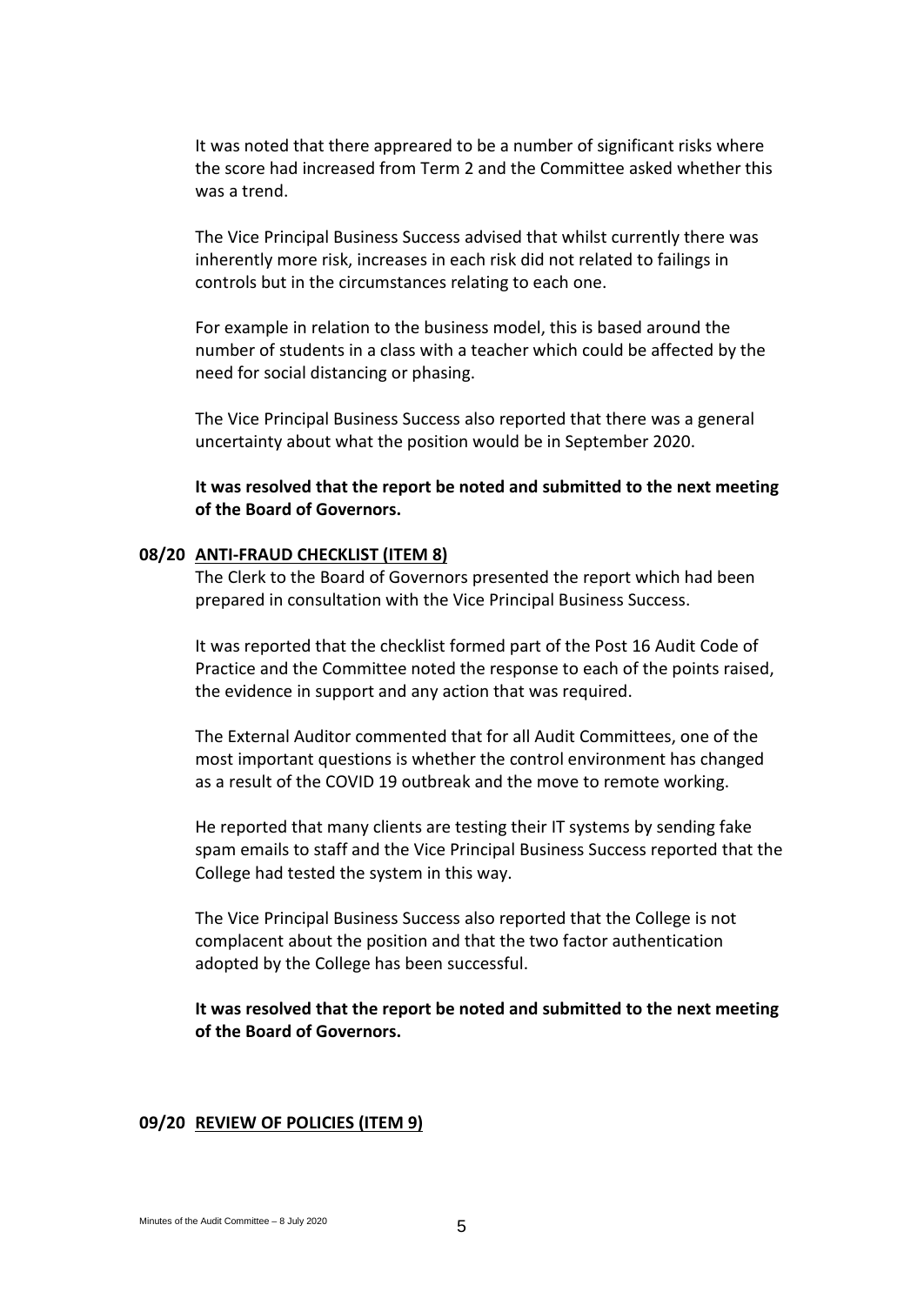It was noted that there appreared to be a number of significant risks where the score had increased from Term 2 and the Committee asked whether this was a trend.

The Vice Principal Business Success advised that whilst currently there was inherently more risk, increases in each risk did not related to failings in controls but in the circumstances relating to each one.

For example in relation to the business model, this is based around the number of students in a class with a teacher which could be affected by the need for social distancing or phasing.

The Vice Principal Business Success also reported that there was a general uncertainty about what the position would be in September 2020.

**It was resolved that the report be noted and submitted to the next meeting of the Board of Governors.**

**08/20 <u>ANTI-FRAUD CHECKLIST (ITEM 8)</u>**

The Clerk to the Board of Governors presented the report which had been prepared in consultation with the Vice Principal Business Success.

It was reported that the checklist formed part of the Post 16 Audit Code of Practice and the Committee noted the response to each of the points raised, the evidence in support and any action that was required.

The External Auditor commented that for all Audit Committees, one of the most important questions is whether the control environment has changed as a result of the COVID 19 outbreak and the move to remote working.

He reported that many clients are testing their IT systems by sending fake spam emails to staff and the Vice Principal Business Success reported that the College had tested the system in this way.

The Vice Principal Business Success also reported that the College is not complacent about the position and that the two factor authentication adopted by the College has been successful.

**It was resolved that the report be noted and submitted to the next meeting of the Board of Governors.**

**09/20 <u>REVIEW OF POLICIES (ITEM 9)</u>**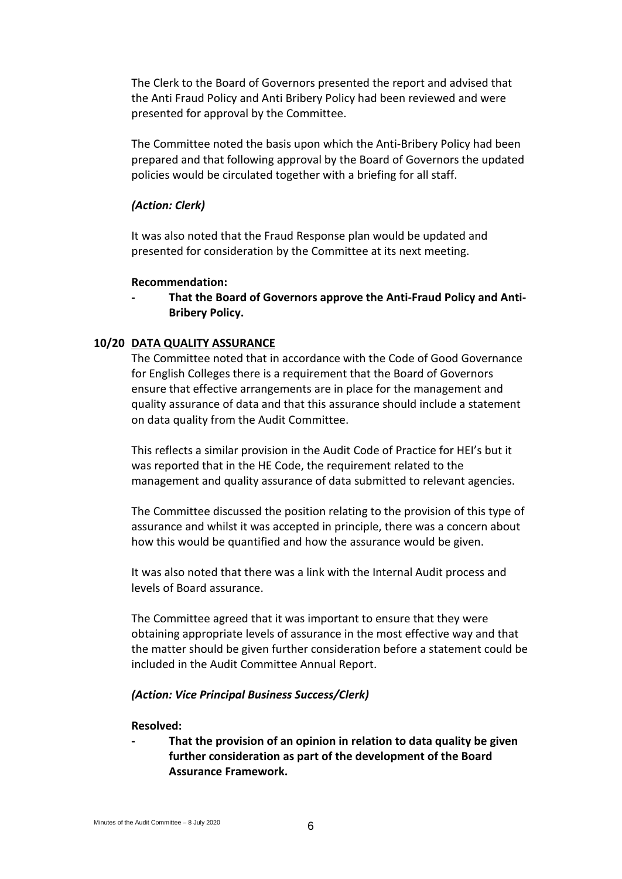The Clerk to the Board of Governors presented the report and advised that the Anti Fraud Policy and Anti Bribery Policy had been reviewed and were presented for approval by the Committee.

The Committee noted the basis upon which the Anti-Bribery Policy had been prepared and that following approval by the Board of Governors the updated policies would be circulated together with a briefing for all staff.

***(Action: Clerk)***

It was also noted that the Fraud Response plan would be updated and presented for consideration by the Committee at its next meeting.

**Recommendation:**

- **That the Board of Governors approve the Anti-Fraud Policy and Anti-Bribery Policy.**

**10/20 DATA QUALITY ASSURANCE**

The Committee noted that in accordance with the Code of Good Governance for English Colleges there is a requirement that the Board of Governors ensure that effective arrangements are in place for the management and quality assurance of data and that this assurance should include a statement on data quality from the Audit Committee.

This reflects a similar provision in the Audit Code of Practice for HEI's but it was reported that in the HE Code, the requirement related to the management and quality assurance of data submitted to relevant agencies.

The Committee discussed the position relating to the provision of this type of assurance and whilst it was accepted in principle, there was a concern about how this would be quantified and how the assurance would be given.

It was also noted that there was a link with the Internal Audit process and levels of Board assurance.

The Committee agreed that it was important to ensure that they were obtaining appropriate levels of assurance in the most effective way and that the matter should be given further consideration before a statement could be included in the Audit Committee Annual Report.

***(Action: Vice Principal Business Success/Clerk)***

**Resolved:**

- **That the provision of an opinion in relation to data quality be given further consideration as part of the development of the Board Assurance Framework.**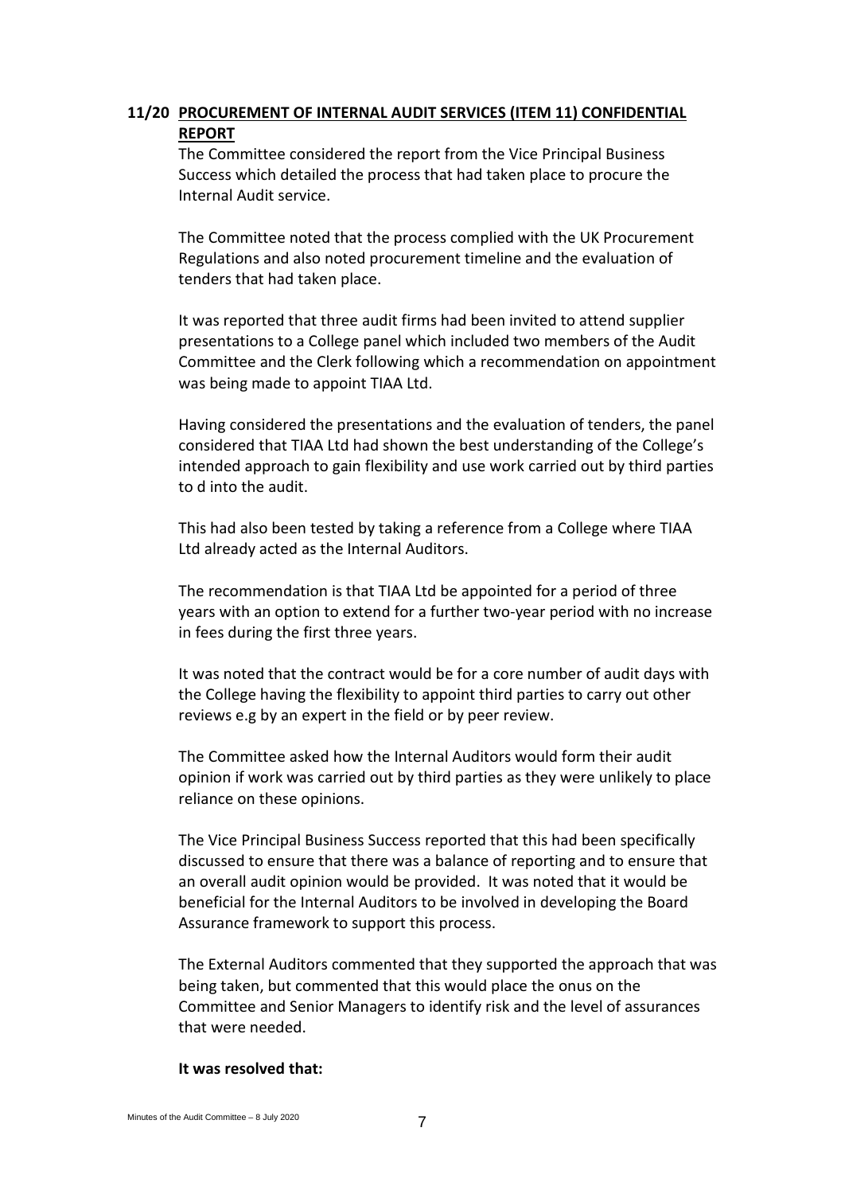**11/20 PROCUREMENT OF INTERNAL AUDIT SERVICES (ITEM 11) CONFIDENTIAL REPORT**

The Committee considered the report from the Vice Principal Business Success which detailed the process that had taken place to procure the Internal Audit service.

The Committee noted that the process complied with the UK Procurement Regulations and also noted procurement timeline and the evaluation of tenders that had taken place.

It was reported that three audit firms had been invited to attend supplier presentations to a College panel which included two members of the Audit Committee and the Clerk following which a recommendation on appointment was being made to appoint TIAA Ltd.

Having considered the presentations and the evaluation of tenders, the panel considered that TIAA Ltd had shown the best understanding of the College's intended approach to gain flexibility and use work carried out by third parties to d into the audit.

This had also been tested by taking a reference from a College where TIAA Ltd already acted as the Internal Auditors.

The recommendation is that TIAA Ltd be appointed for a period of three years with an option to extend for a further two-year period with no increase in fees during the first three years.

It was noted that the contract would be for a core number of audit days with the College having the flexibility to appoint third parties to carry out other reviews e.g by an expert in the field or by peer review.

The Committee asked how the Internal Auditors would form their audit opinion if work was carried out by third parties as they were unlikely to place reliance on these opinions.

The Vice Principal Business Success reported that this had been specifically discussed to ensure that there was a balance of reporting and to ensure that an overall audit opinion would be provided. It was noted that it would be beneficial for the Internal Auditors to be involved in developing the Board Assurance framework to support this process.

The External Auditors commented that they supported the approach that was being taken, but commented that this would place the onus on the Committee and Senior Managers to identify risk and the level of assurances that were needed.

**It was resolved that:**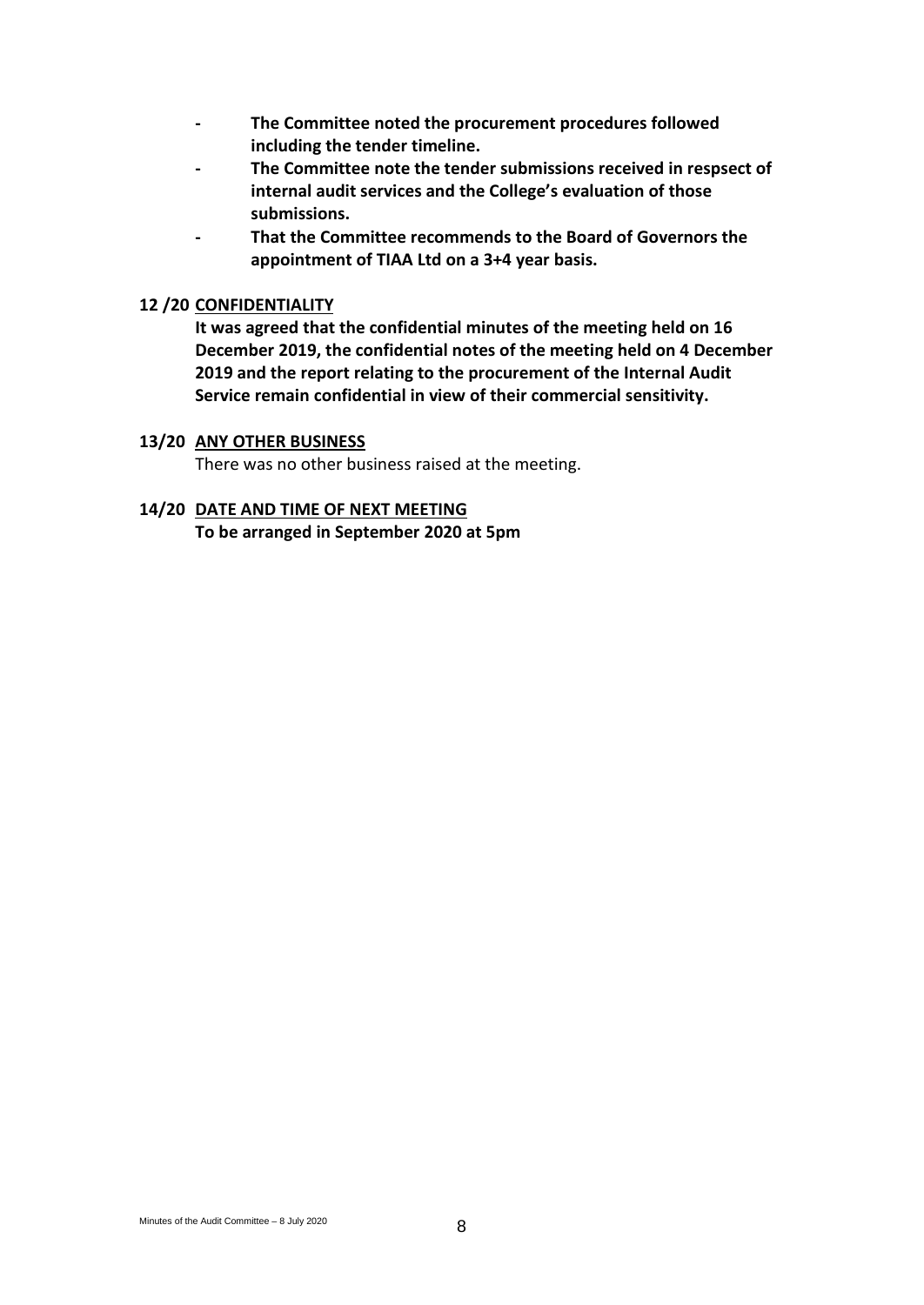- **The Committee noted the procurement procedures followed including the tender timeline.**
- **The Committee note the tender submissions received in respsect of internal audit services and the College's evaluation of those submissions.**
- **That the Committee recommends to the Board of Governors the appointment of TIAA Ltd on a 3+4 year basis.**

**12 /20 <u>CONFIDENTIALITY</u>**

**It was agreed that the confidential minutes of the meeting held on 16 December 2019, the confidential notes of the meeting held on 4 December 2019 and the report relating to the procurement of the Internal Audit Service remain confidential in view of their commercial sensitivity.**

**13/20 <u>ANY OTHER BUSINESS</u>**

There was no other business raised at the meeting.

**14/20 <u>DATE AND TIME OF NEXT MEETING</u>**

**To be arranged in September 2020 at 5pm**